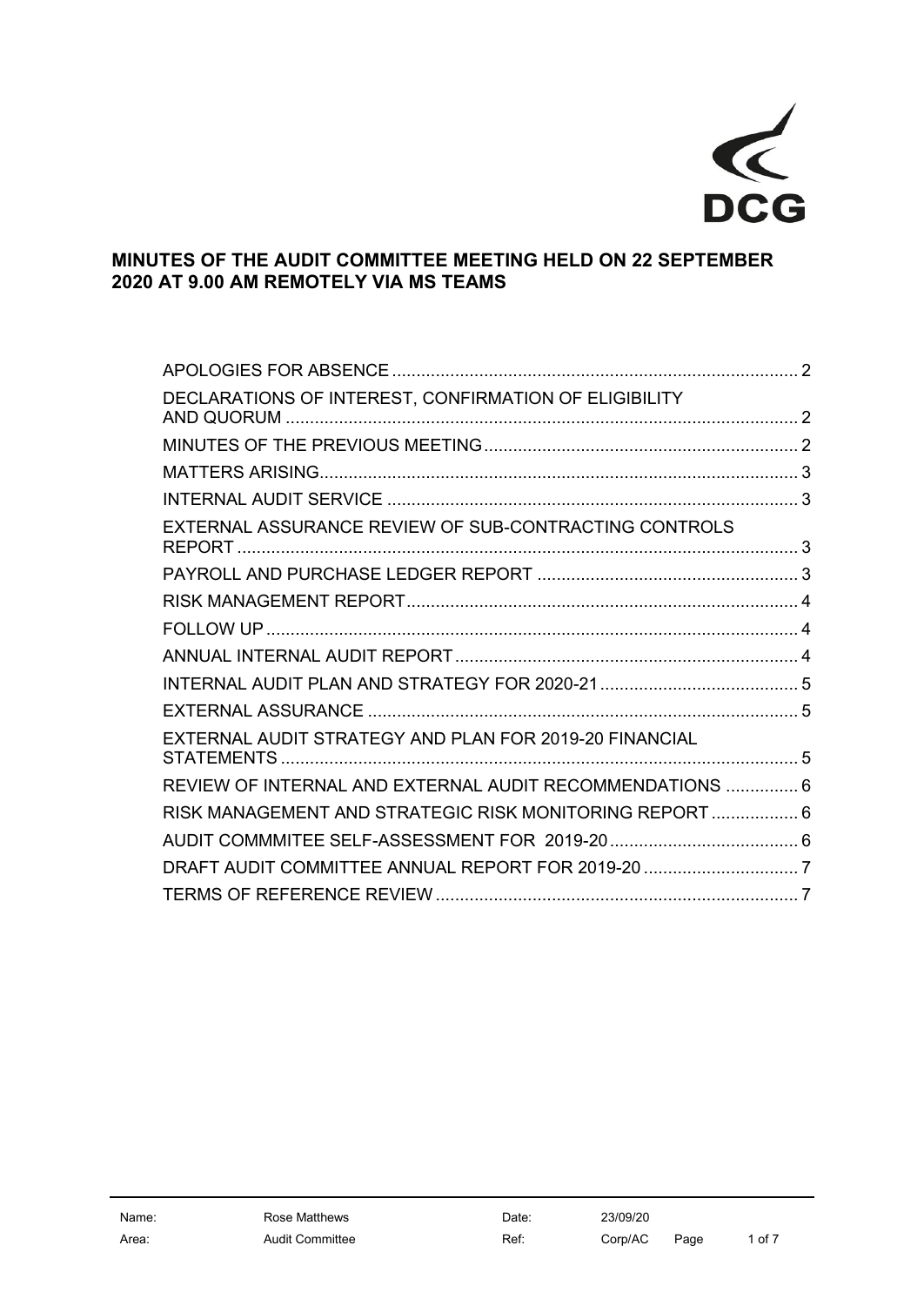DCG

# MINUTES OF THE AUDIT COMMITTEE MEETING HELD ON 22 SEPTEMBER 2020 AT 9.00 AM REMOTELY VIA MS TEAMS

| | |
|---|---|
| APOLOGIES FOR ABSENCE | 2 |
| DECLARATIONS OF INTEREST, CONFIRMATION OF ELIGIBILITY AND QUORUM | 2 |
| MINUTES OF THE PREVIOUS MEETING | 2 |
| MATTERS ARISING | 3 |
| INTERNAL AUDIT SERVICE | 3 |
| EXTERNAL ASSURANCE REVIEW OF SUB-CONTRACTING CONTROLS REPORT | 3 |
| PAYROLL AND PURCHASE LEDGER REPORT | 3 |
| RISK MANAGEMENT REPORT | 4 |
| FOLLOW UP | 4 |
| ANNUAL INTERNAL AUDIT REPORT | 4 |
| INTERNAL AUDIT PLAN AND STRATEGY FOR 2020-21 | 5 |
| EXTERNAL ASSURANCE | 5 |
| EXTERNAL AUDIT STRATEGY AND PLAN FOR 2019-20 FINANCIAL STATEMENTS | 5 |
| REVIEW OF INTERNAL AND EXTERNAL AUDIT RECOMMENDATIONS | 6 |
| RISK MANAGEMENT AND STRATEGIC RISK MONITORING REPORT | 6 |
| AUDIT COMMMITEE SELF-ASSESSMENT FOR 2019-20 | 6 |
| DRAFT AUDIT COMMITTEE ANNUAL REPORT FOR 2019-20 | 7 |
| TERMS OF REFERENCE REVIEW | 7 |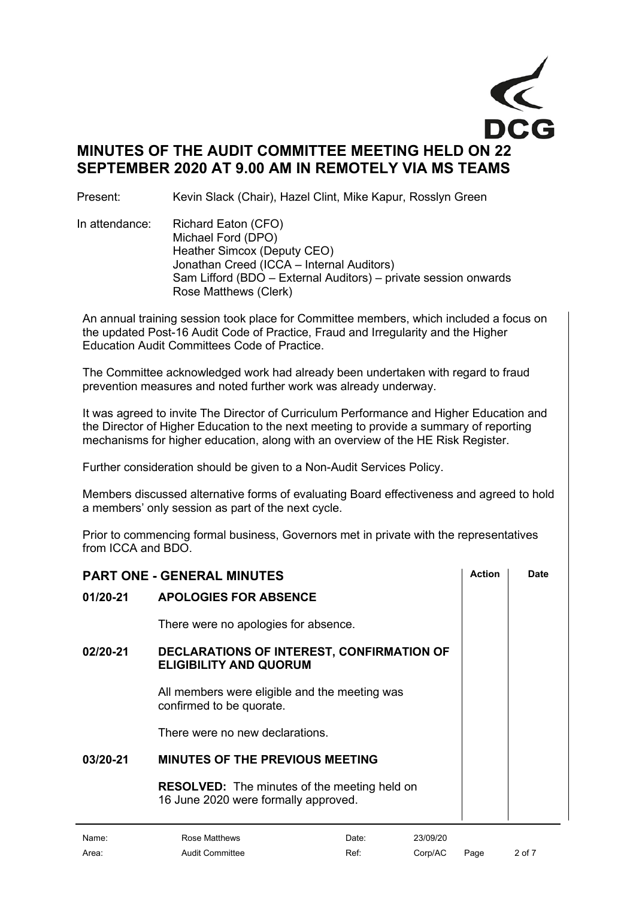# MINUTES OF THE AUDIT COMMITTEE MEETING HELD ON 22 SEPTEMBER 2020 AT 9.00 AM IN REMOTELY VIA MS TEAMS

Present: Kevin Slack (Chair), Hazel Clint, Mike Kapur, Rosslyn Green

In attendance:
Richard Eaton (CFO)
Michael Ford (DPO)
Heather Simcox (Deputy CEO)
Jonathan Creed (ICCA – Internal Auditors)
Sam Lifford (BDO – External Auditors) – private session onwards
Rose Matthews (Clerk)

An annual training session took place for Committee members, which included a focus on the updated Post-16 Audit Code of Practice, Fraud and Irregularity and the Higher Education Audit Committees Code of Practice.

The Committee acknowledged work had already been undertaken with regard to fraud prevention measures and noted further work was already underway.

It was agreed to invite The Director of Curriculum Performance and Higher Education and the Director of Higher Education to the next meeting to provide a summary of reporting mechanisms for higher education, along with an overview of the HE Risk Register.

Further consideration should be given to a Non-Audit Services Policy.

Members discussed alternative forms of evaluating Board effectiveness and agreed to hold a members' only session as part of the next cycle.

Prior to commencing formal business, Governors met in private with the representatives from ICCA and BDO.

| PART ONE - GENERAL MINUTES | | Action | Date |
|---|---|---|---|
| **01/20-21** | **APOLOGIES FOR ABSENCE** | | |
| | There were no apologies for absence. | | |
| **02/20-21** | **DECLARATIONS OF INTEREST, CONFIRMATION OF ELIGIBILITY AND QUORUM** | | |
| | All members were eligible and the meeting was confirmed to be quorate. | | |
| | There were no new declarations. | | |
| **03/20-21** | **MINUTES OF THE PREVIOUS MEETING** | | |
| | **RESOLVED:** The minutes of the meeting held on 16 June 2020 were formally approved. | | |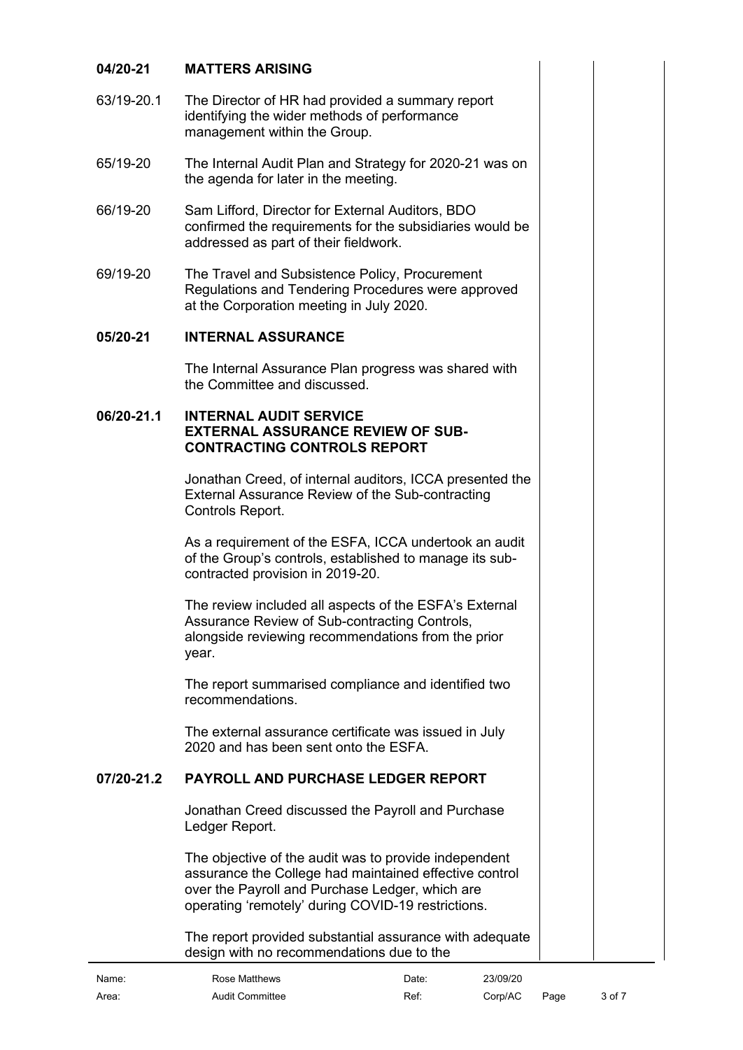**04/20-21 MATTERS ARISING**

63/19-20.1 The Director of HR had provided a summary report identifying the wider methods of performance management within the Group.

65/19-20 The Internal Audit Plan and Strategy for 2020-21 was on the agenda for later in the meeting.

66/19-20 Sam Lifford, Director for External Auditors, BDO confirmed the requirements for the subsidiaries would be addressed as part of their fieldwork.

69/19-20 The Travel and Subsistence Policy, Procurement Regulations and Tendering Procedures were approved at the Corporation meeting in July 2020.

**05/20-21 INTERNAL ASSURANCE**

The Internal Assurance Plan progress was shared with the Committee and discussed.

**06/20-21.1 INTERNAL AUDIT SERVICE EXTERNAL ASSURANCE REVIEW OF SUB-CONTRACTING CONTROLS REPORT**

Jonathan Creed, of internal auditors, ICCA presented the External Assurance Review of the Sub-contracting Controls Report.

As a requirement of the ESFA, ICCA undertook an audit of the Group's controls, established to manage its sub-contracted provision in 2019-20.

The review included all aspects of the ESFA's External Assurance Review of Sub-contracting Controls, alongside reviewing recommendations from the prior year.

The report summarised compliance and identified two recommendations.

The external assurance certificate was issued in July 2020 and has been sent onto the ESFA.

**07/20-21.2 PAYROLL AND PURCHASE LEDGER REPORT**

Jonathan Creed discussed the Payroll and Purchase Ledger Report.

The objective of the audit was to provide independent assurance the College had maintained effective control over the Payroll and Purchase Ledger, which are operating 'remotely' during COVID-19 restrictions.

The report provided substantial assurance with adequate design with no recommendations due to the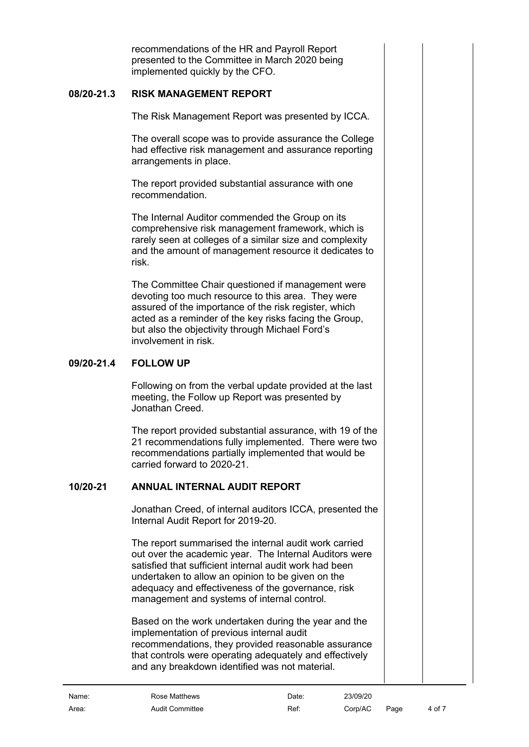recommendations of the HR and Payroll Report presented to the Committee in March 2020 being implemented quickly by the CFO.

**08/20-21.3 RISK MANAGEMENT REPORT**

The Risk Management Report was presented by ICCA.

The overall scope was to provide assurance the College had effective risk management and assurance reporting arrangements in place.

The report provided substantial assurance with one recommendation.

The Internal Auditor commended the Group on its comprehensive risk management framework, which is rarely seen at colleges of a similar size and complexity and the amount of management resource it dedicates to risk.

The Committee Chair questioned if management were devoting too much resource to this area. They were assured of the importance of the risk register, which acted as a reminder of the key risks facing the Group, but also the objectivity through Michael Ford's involvement in risk.

**09/20-21.4 FOLLOW UP**

Following on from the verbal update provided at the last meeting, the Follow up Report was presented by Jonathan Creed.

The report provided substantial assurance, with 19 of the 21 recommendations fully implemented. There were two recommendations partially implemented that would be carried forward to 2020-21.

**10/20-21 ANNUAL INTERNAL AUDIT REPORT**

Jonathan Creed, of internal auditors ICCA, presented the Internal Audit Report for 2019-20.

The report summarised the internal audit work carried out over the academic year. The Internal Auditors were satisfied that sufficient internal audit work had been undertaken to allow an opinion to be given on the adequacy and effectiveness of the governance, risk management and systems of internal control.

Based on the work undertaken during the year and the implementation of previous internal audit recommendations, they provided reasonable assurance that controls were operating adequately and effectively and any breakdown identified was not material.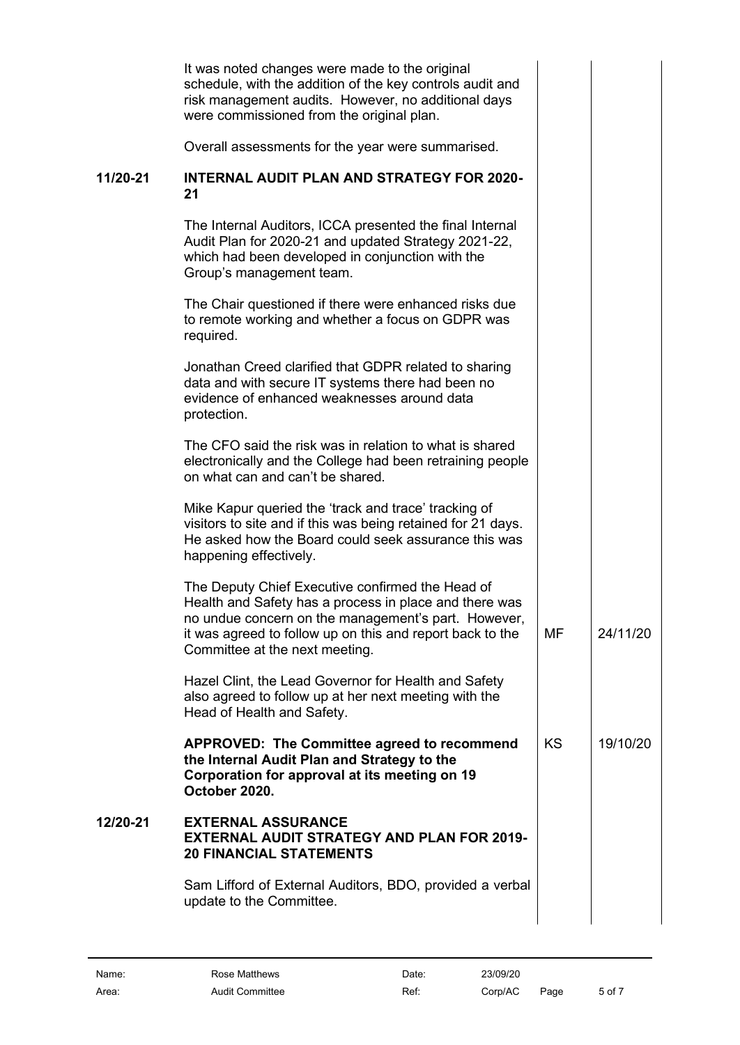| | | | |
|---|---|---|---|
| | It was noted changes were made to the original schedule, with the addition of the key controls audit and risk management audits. However, no additional days were commissioned from the original plan. | | |
| | Overall assessments for the year were summarised. | | |
| **11/20-21** | **INTERNAL AUDIT PLAN AND STRATEGY FOR 2020-21** | | |
| | The Internal Auditors, ICCA presented the final Internal Audit Plan for 2020-21 and updated Strategy 2021-22, which had been developed in conjunction with the Group's management team. | | |
| | The Chair questioned if there were enhanced risks due to remote working and whether a focus on GDPR was required. | | |
| | Jonathan Creed clarified that GDPR related to sharing data and with secure IT systems there had been no evidence of enhanced weaknesses around data protection. | | |
| | The CFO said the risk was in relation to what is shared electronically and the College had been retraining people on what can and can't be shared. | | |
| | Mike Kapur queried the 'track and trace' tracking of visitors to site and if this was being retained for 21 days. He asked how the Board could seek assurance this was happening effectively. | | |
| | The Deputy Chief Executive confirmed the Head of Health and Safety has a process in place and there was no undue concern on the management's part. However, it was agreed to follow up on this and report back to the Committee at the next meeting. | MF | 24/11/20 |
| | Hazel Clint, the Lead Governor for Health and Safety also agreed to follow up at her next meeting with the Head of Health and Safety. | | |
| | **APPROVED: The Committee agreed to recommend the Internal Audit Plan and Strategy to the Corporation for approval at its meeting on 19 October 2020.** | KS | 19/10/20 |
| **12/20-21** | **EXTERNAL ASSURANCE**<br>**EXTERNAL AUDIT STRATEGY AND PLAN FOR 2019-20 FINANCIAL STATEMENTS** | | |
| | Sam Lifford of External Auditors, BDO, provided a verbal update to the Committee. | | |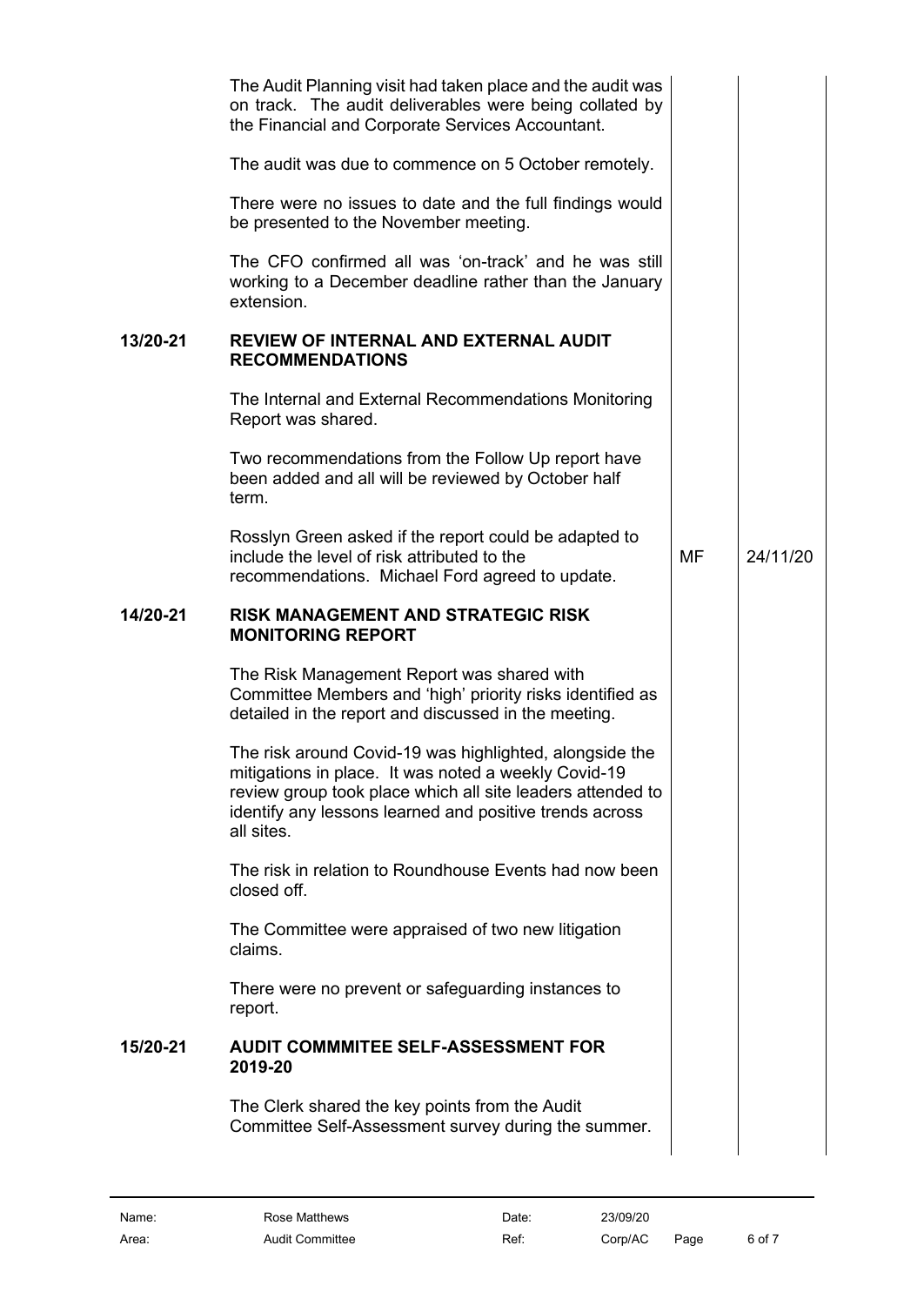| | | | |
|---|---|---|---|
| | The Audit Planning visit had taken place and the audit was on track. The audit deliverables were being collated by the Financial and Corporate Services Accountant.<br><br>The audit was due to commence on 5 October remotely.<br><br>There were no issues to date and the full findings would be presented to the November meeting.<br><br>The CFO confirmed all was 'on-track' and he was still working to a December deadline rather than the January extension. | | |
| **13/20-21** | **REVIEW OF INTERNAL AND EXTERNAL AUDIT RECOMMENDATIONS** | | |
| | The Internal and External Recommendations Monitoring Report was shared.<br><br>Two recommendations from the Follow Up report have been added and all will be reviewed by October half term.<br><br>Rosslyn Green asked if the report could be adapted to include the level of risk attributed to the recommendations. Michael Ford agreed to update. | MF | 24/11/20 |
| **14/20-21** | **RISK MANAGEMENT AND STRATEGIC RISK MONITORING REPORT** | | |
| | The Risk Management Report was shared with Committee Members and 'high' priority risks identified as detailed in the report and discussed in the meeting.<br><br>The risk around Covid-19 was highlighted, alongside the mitigations in place. It was noted a weekly Covid-19 review group took place which all site leaders attended to identify any lessons learned and positive trends across all sites.<br><br>The risk in relation to Roundhouse Events had now been closed off.<br><br>The Committee were appraised of two new litigation claims.<br><br>There were no prevent or safeguarding instances to report. | | |
| **15/20-21** | **AUDIT COMMMITEE SELF-ASSESSMENT FOR 2019-20** | | |
| | The Clerk shared the key points from the Audit Committee Self-Assessment survey during the summer. | | |

| | | | |
|---|---|---|---|
| Name: | Rose Matthews | Date: | 23/09/20 |
| Area: | Audit Committee | Ref: | Corp/AC |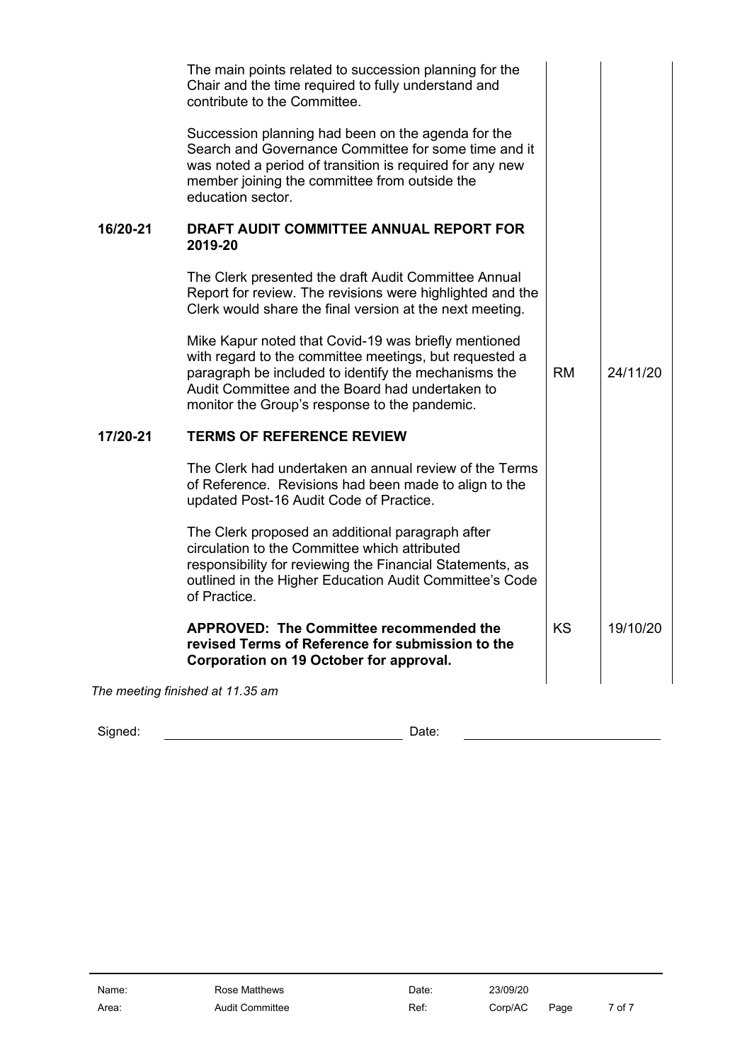| | | | |
|---|---|---|---|
| | The main points related to succession planning for the Chair and the time required to fully understand and contribute to the Committee. | | |
| | Succession planning had been on the agenda for the Search and Governance Committee for some time and it was noted a period of transition is required for any new member joining the committee from outside the education sector. | | |
| **16/20-21** | **DRAFT AUDIT COMMITTEE ANNUAL REPORT FOR 2019-20** | | |
| | The Clerk presented the draft Audit Committee Annual Report for review. The revisions were highlighted and the Clerk would share the final version at the next meeting. | | |
| | Mike Kapur noted that Covid-19 was briefly mentioned with regard to the committee meetings, but requested a paragraph be included to identify the mechanisms the Audit Committee and the Board had undertaken to monitor the Group's response to the pandemic. | RM | 24/11/20 |
| **17/20-21** | **TERMS OF REFERENCE REVIEW** | | |
| | The Clerk had undertaken an annual review of the Terms of Reference. Revisions had been made to align to the updated Post-16 Audit Code of Practice. | | |
| | The Clerk proposed an additional paragraph after circulation to the Committee which attributed responsibility for reviewing the Financial Statements, as outlined in the Higher Education Audit Committee's Code of Practice. | | |
| | **APPROVED: The Committee recommended the revised Terms of Reference for submission to the Corporation on 19 October for approval.** | KS | 19/10/20 |

*The meeting finished at 11.35 am*

Signed: ______________________ Date: ______________________

| | | | |
|---|---|---|---|
| Name: | Rose Matthews | Date: | 23/09/20 |
| Area: | Audit Committee | Ref: | Corp/AC |